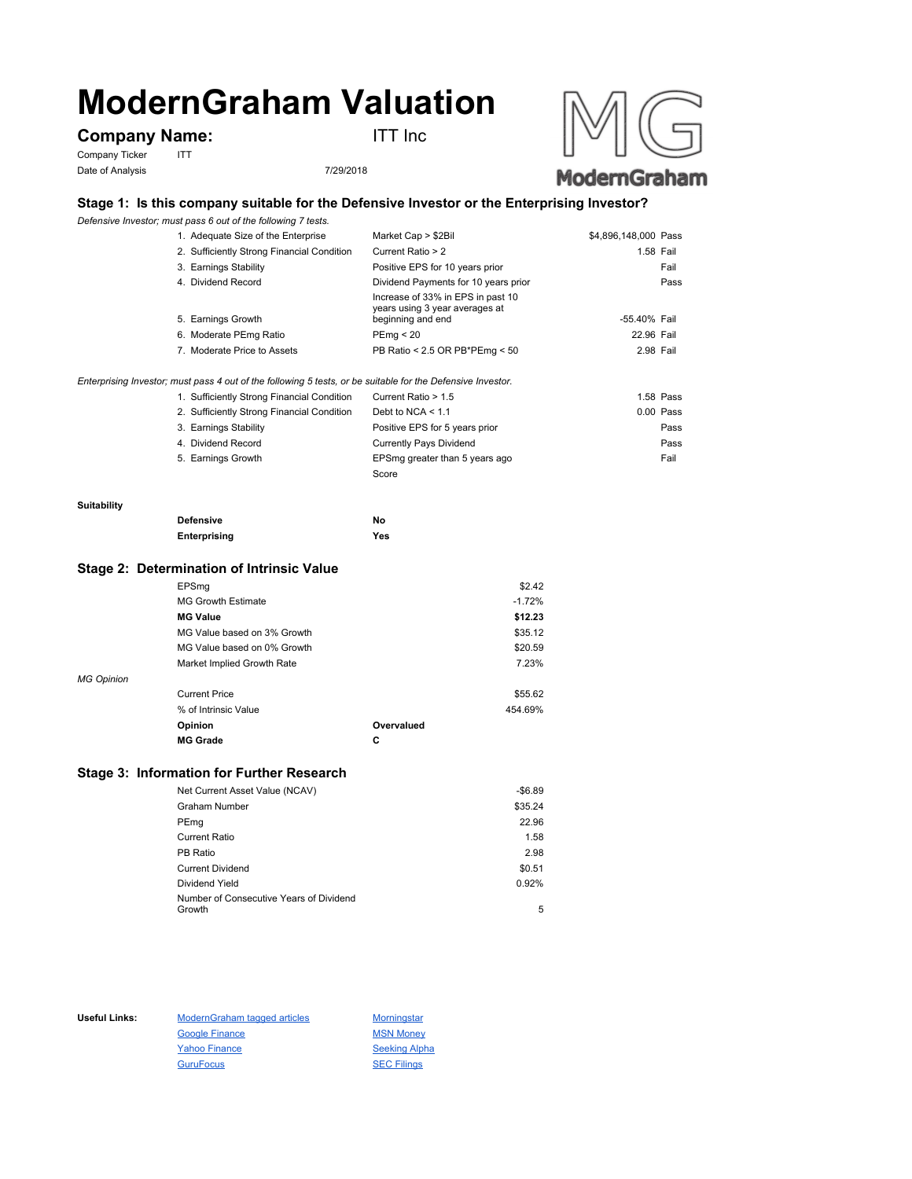# ModernGraham Valuation

**Company Name:** ITT Inc

Company Ticker ITT

Date of Analysis 7/29/2018

## Stage 1: Is this company suitable for the Defensive Investor or the Enterprising Investor?

*Defensive Investor; must pass 6 out of the following 7 tests.*

| Test | Criterion | Value | Result |
|---|---|---|---|
| 1. Adequate Size of the Enterprise | Market Cap > $2Bil | $4,896,148,000 | Pass |
| 2. Sufficiently Strong Financial Condition | Current Ratio > 2 | 1.58 | Fail |
| 3. Earnings Stability | Positive EPS for 10 years prior | | Fail |
| 4. Dividend Record | Dividend Payments for 10 years prior | | Pass |
| 5. Earnings Growth | Increase of 33% in EPS in past 10 years using 3 year averages at beginning and end | -55.40% | Fail |
| 6. Moderate PEmg Ratio | PEmg < 20 | 22.96 | Fail |
| 7. Moderate Price to Assets | PB Ratio < 2.5 OR PB*PEmg < 50 | 2.98 | Fail |

*Enterprising Investor; must pass 4 out of the following 5 tests, or be suitable for the Defensive Investor.*

| Test | Criterion | Value | Result |
|---|---|---|---|
| 1. Sufficiently Strong Financial Condition | Current Ratio > 1.5 | 1.58 | Pass |
| 2. Sufficiently Strong Financial Condition | Debt to NCA < 1.1 | 0.00 | Pass |
| 3. Earnings Stability | Positive EPS for 5 years prior | | Pass |
| 4. Dividend Record | Currently Pays Dividend | | Pass |
| 5. Earnings Growth | EPSmg greater than 5 years ago | | Fail |
| | Score | | |

**Suitability**

| | |
|---|---|
| **Defensive** | No |
| **Enterprising** | Yes |

## Stage 2: Determination of Intrinsic Value

| | |
|---|---|
| EPSmg | $2.42 |
| MG Growth Estimate | -1.72% |
| **MG Value** | **$12.23** |
| MG Value based on 3% Growth | $35.12 |
| MG Value based on 0% Growth | $20.59 |
| Market Implied Growth Rate | 7.23% |

*MG Opinion*

| | | |
|---|---|---|
| Current Price | | $55.62 |
| % of Intrinsic Value | | 454.69% |
| **Opinion** | **Overvalued** | |
| **MG Grade** | **C** | |

## Stage 3: Information for Further Research

| | |
|---|---|
| Net Current Asset Value (NCAV) | -$6.89 |
| Graham Number | $35.24 |
| PEmg | 22.96 |
| Current Ratio | 1.58 |
| PB Ratio | 2.98 |
| Current Dividend | $0.51 |
| Dividend Yield | 0.92% |
| Number of Consecutive Years of Dividend Growth | 5 |

**Useful Links:**

| | |
|---|---|
| ModernGraham tagged articles | Morningstar |
| Google Finance | MSN Money |
| Yahoo Finance | Seeking Alpha |
| GuruFocus | SEC Filings |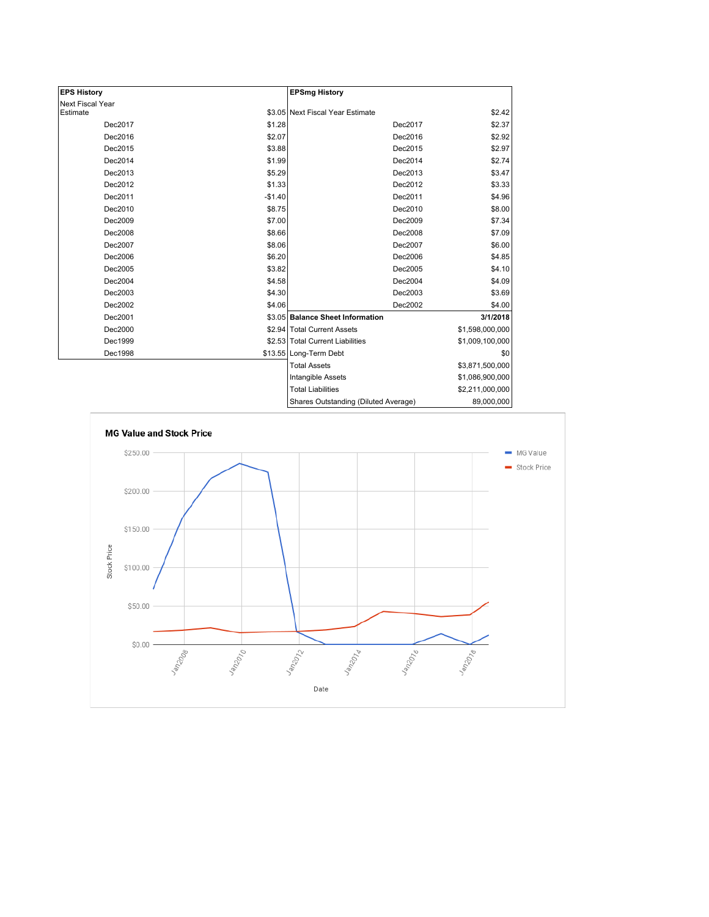| EPS History | |
|---|---|
| Next Fiscal Year Estimate | $3.05 |
| Dec2017 | $1.28 |
| Dec2016 | $2.07 |
| Dec2015 | $3.88 |
| Dec2014 | $1.99 |
| Dec2013 | $5.29 |
| Dec2012 | $1.33 |
| Dec2011 | -$1.40 |
| Dec2010 | $8.75 |
| Dec2009 | $7.00 |
| Dec2008 | $8.66 |
| Dec2007 | $8.06 |
| Dec2006 | $6.20 |
| Dec2005 | $3.82 |
| Dec2004 | $4.58 |
| Dec2003 | $4.30 |
| Dec2002 | $4.06 |
| Dec2001 | $3.05 |
| Dec2000 | $2.94 |
| Dec1999 | $2.53 |
| Dec1998 | $13.55 |

| EPSmg History | |
|---|---|
| Next Fiscal Year Estimate | $2.42 |
| Dec2017 | $2.37 |
| Dec2016 | $2.92 |
| Dec2015 | $2.97 |
| Dec2014 | $2.74 |
| Dec2013 | $3.47 |
| Dec2012 | $3.33 |
| Dec2011 | $4.96 |
| Dec2010 | $8.00 |
| Dec2009 | $7.34 |
| Dec2008 | $7.09 |
| Dec2007 | $6.00 |
| Dec2006 | $4.85 |
| Dec2005 | $4.10 |
| Dec2004 | $4.09 |
| Dec2003 | $3.69 |
| Dec2002 | $4.00 |

| Balance Sheet Information | 3/1/2018 |
|---|---|
| Total Current Assets | $1,598,000,000 |
| Total Current Liabilities | $1,009,100,000 |
| Long-Term Debt | $0 |
| Total Assets | $3,871,500,000 |
| Intangible Assets | $1,086,900,000 |
| Total Liabilities | $2,211,000,000 |
| Shares Outstanding (Diluted Average) | 89,000,000 |

**MG Value and Stock Price**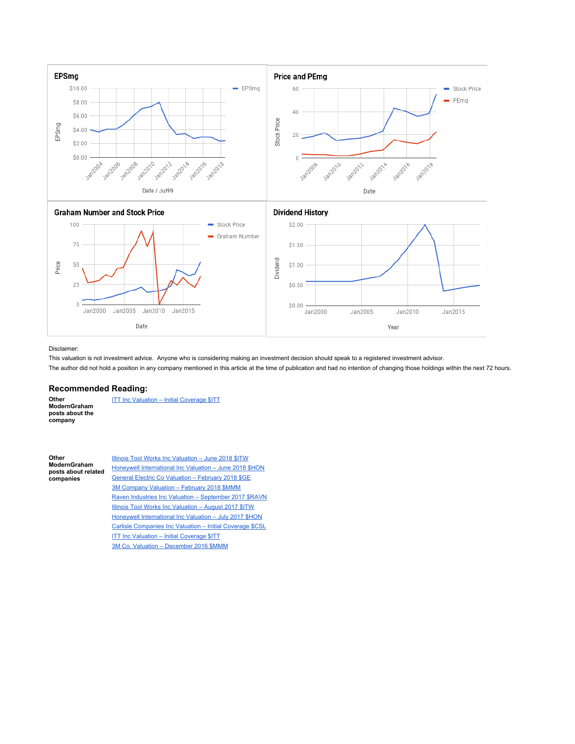EPSmg

$10.00
$8.00
$6.00
$4.00
$2.00
$0.00

EPSmg

Jan2004 Jan2006 Jan2008 Jan2010 Jan2012 Jan2014 Jan2016 Jan2018

Date / Jul99

EPSmg

Price and PEmg

60
40
20
0

Stock Price

Jan2008 Jan2010 Jan2012 Jan2014 Jan2016 Jan2018

Date

Stock Price
PEmg

Graham Number and Stock Price

100
75
50
25
0

Price

Jan2000 Jan2005 Jan2010 Jan2015

Date

Stock Price
Graham Number

Dividend History

$2.00
$1.50
$1.00
$0.50
$0.00

Dividend

Jan2000 Jan2005 Jan2010 Jan2015

Year

Disclaimer:

This valuation is not investment advice. Anyone who is considering making an investment decision should speak to a registered investment advisor.

The author did not hold a position in any company mentioned in this article at the time of publication and had no intention of changing those holdings within the next 72 hours.

## Recommended Reading:

| | |
|---|---|
| **Other ModernGraham posts about the company** | [ITT Inc Valuation – Initial Coverage $ITT](#) |
| **Other ModernGraham posts about related companies** | [Illinois Tool Works Inc Valuation – June 2018 $ITW](#)<br>[Honeywell International Inc Valuation – June 2018 $HON](#)<br>[General Electric Co Valuation – February 2018 $GE](#)<br>[3M Company Valuation – February 2018 $MMM](#)<br>[Raven Industries Inc Valuation – September 2017 $RAVN](#)<br>[Illinois Tool Works Inc Valuation – August 2017 $ITW](#)<br>[Honeywell International Inc Valuation – July 2017 $HON](#)<br>[Carlisle Companies Inc Valuation – Initial Coverage $CSL](#)<br>[ITT Inc Valuation – Initial Coverage $ITT](#)<br>[3M Co. Valuation – December 2016 $MMM](#) |